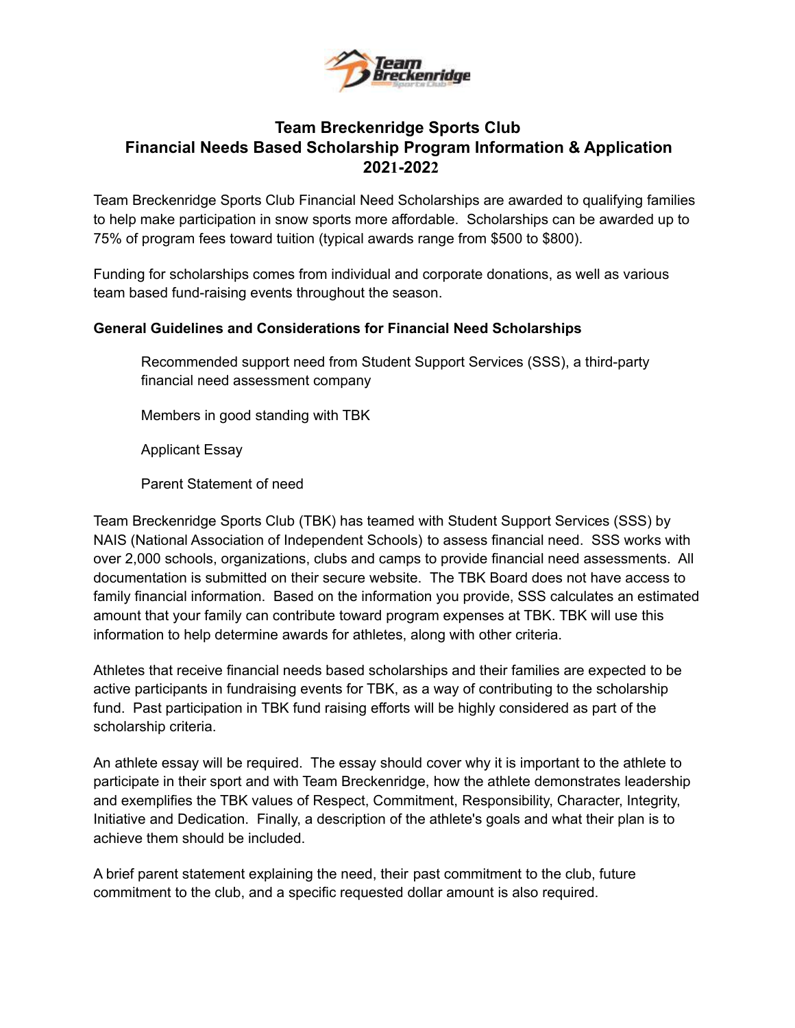# Team Breckenridge Sports Club
# Financial Needs Based Scholarship Program Information & Application
# 2021-2022

Team Breckenridge Sports Club Financial Need Scholarships are awarded to qualifying families to help make participation in snow sports more affordable. Scholarships can be awarded up to 75% of program fees toward tuition (typical awards range from $500 to $800).

Funding for scholarships comes from individual and corporate donations, as well as various team based fund-raising events throughout the season.

**General Guidelines and Considerations for Financial Need Scholarships**

Recommended support need from Student Support Services (SSS), a third-party financial need assessment company

Members in good standing with TBK

Applicant Essay

Parent Statement of need

Team Breckenridge Sports Club (TBK) has teamed with Student Support Services (SSS) by NAIS (National Association of Independent Schools) to assess financial need. SSS works with over 2,000 schools, organizations, clubs and camps to provide financial need assessments. All documentation is submitted on their secure website. The TBK Board does not have access to family financial information. Based on the information you provide, SSS calculates an estimated amount that your family can contribute toward program expenses at TBK. TBK will use this information to help determine awards for athletes, along with other criteria.

Athletes that receive financial needs based scholarships and their families are expected to be active participants in fundraising events for TBK, as a way of contributing to the scholarship fund. Past participation in TBK fund raising efforts will be highly considered as part of the scholarship criteria.

An athlete essay will be required. The essay should cover why it is important to the athlete to participate in their sport and with Team Breckenridge, how the athlete demonstrates leadership and exemplifies the TBK values of Respect, Commitment, Responsibility, Character, Integrity, Initiative and Dedication. Finally, a description of the athlete's goals and what their plan is to achieve them should be included.

A brief parent statement explaining the need, their past commitment to the club, future commitment to the club, and a specific requested dollar amount is also required.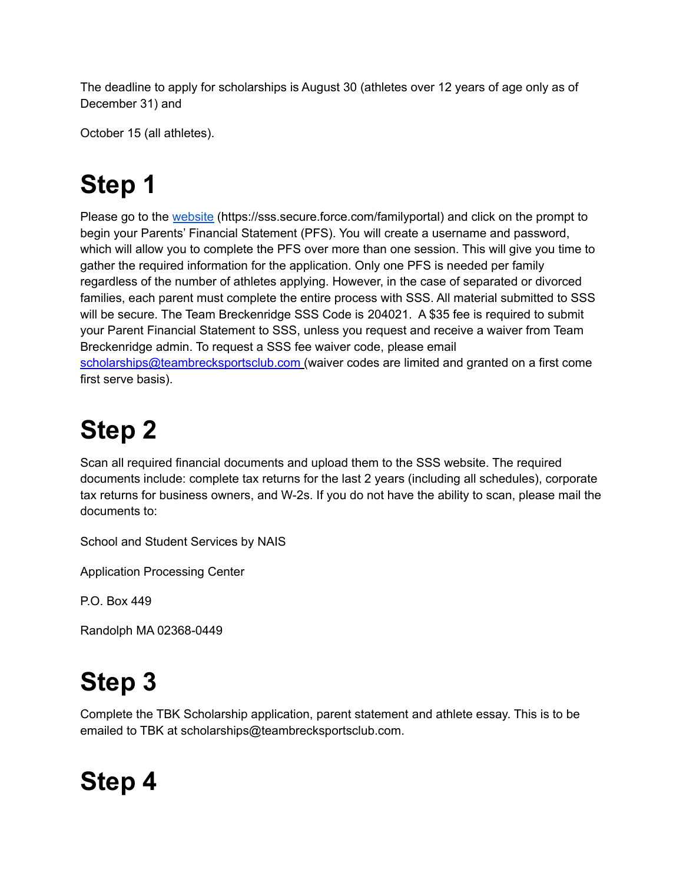The deadline to apply for scholarships is August 30 (athletes over 12 years of age only as of December 31) and

October 15 (all athletes).

# Step 1

Please go to the [website](https://sss.secure.force.com/familyportal) (https://sss.secure.force.com/familyportal) and click on the prompt to begin your Parents' Financial Statement (PFS). You will create a username and password, which will allow you to complete the PFS over more than one session. This will give you time to gather the required information for the application. Only one PFS is needed per family regardless of the number of athletes applying. However, in the case of separated or divorced families, each parent must complete the entire process with SSS. All material submitted to SSS will be secure. The Team Breckenridge SSS Code is 204021. A $35 fee is required to submit your Parent Financial Statement to SSS, unless you request and receive a waiver from Team Breckenridge admin. To request a SSS fee waiver code, please email [scholarships@teambrecksportsclub.com](mailto:scholarships@teambrecksportsclub.com) (waiver codes are limited and granted on a first come first serve basis).

# Step 2

Scan all required financial documents and upload them to the SSS website. The required documents include: complete tax returns for the last 2 years (including all schedules), corporate tax returns for business owners, and W-2s. If you do not have the ability to scan, please mail the documents to:

School and Student Services by NAIS

Application Processing Center

P.O. Box 449

Randolph MA 02368-0449

# Step 3

Complete the TBK Scholarship application, parent statement and athlete essay. This is to be emailed to TBK at scholarships@teambrecksportsclub.com.

# Step 4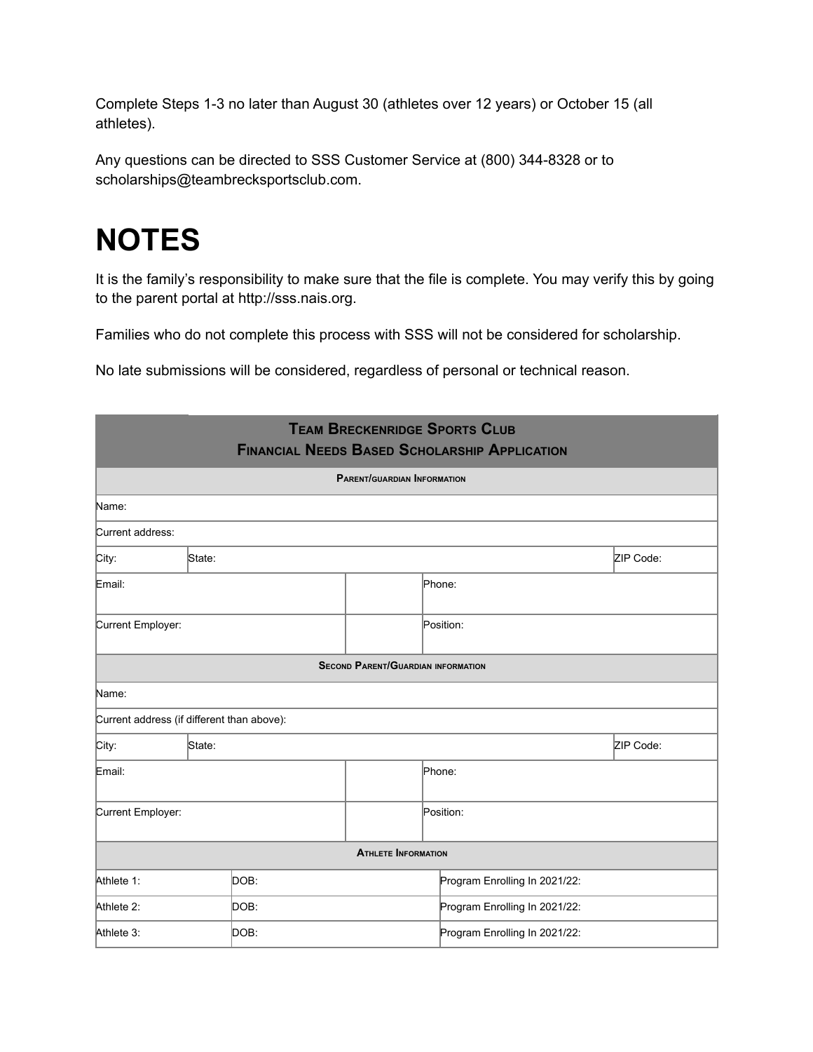Complete Steps 1-3 no later than August 30 (athletes over 12 years) or October 15 (all athletes).

Any questions can be directed to SSS Customer Service at (800) 344-8328 or to scholarships@teambrecksportsclub.com.

# NOTES

It is the family's responsibility to make sure that the file is complete. You may verify this by going to the parent portal at http://sss.nais.org.

Families who do not complete this process with SSS will not be considered for scholarship.

No late submissions will be considered, regardless of personal or technical reason.

| TEAM BRECKENRIDGE SPORTS CLUB<br>FINANCIAL NEEDS BASED SCHOLARSHIP APPLICATION | | | |
|---|---|---|---|
| PARENT/GUARDIAN INFORMATION | | | |
| Name: | | | |
| Current address: | | | |
| City: | State: | | ZIP Code: |
| Email: | | Phone: | |
| Current Employer: | | Position: | |
| SECOND PARENT/GUARDIAN INFORMATION | | | |
| Name: | | | |
| Current address (if different than above): | | | |
| City: | State: | | ZIP Code: |
| Email: | | Phone: | |
| Current Employer: | | Position: | |
| ATHLETE INFORMATION | | | |
| Athlete 1: | DOB: | Program Enrolling In 2021/22: | |
| Athlete 2: | DOB: | Program Enrolling In 2021/22: | |
| Athlete 3: | DOB: | Program Enrolling In 2021/22: | |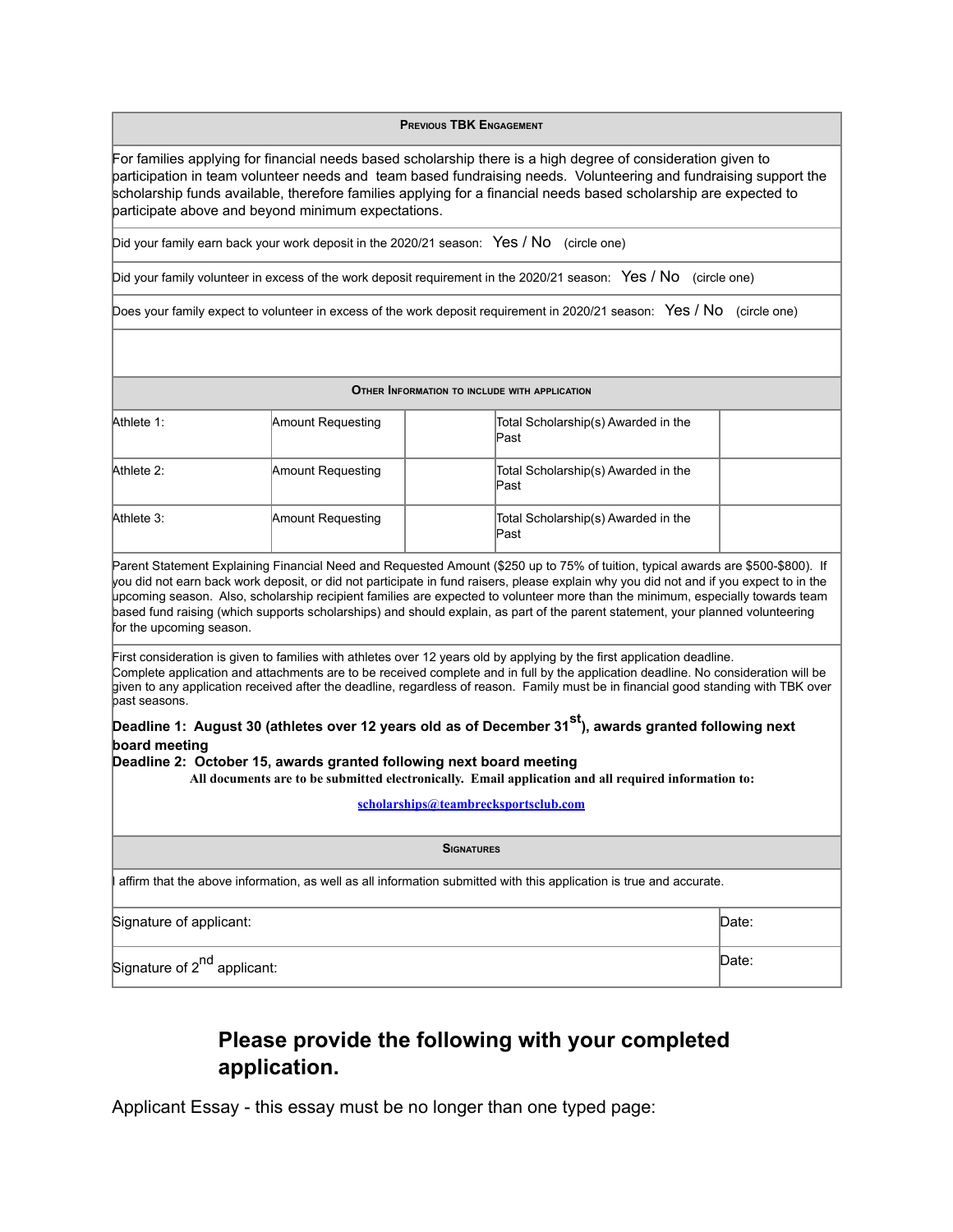| PREVIOUS TBK ENGAGEMENT |
|---|
| For families applying for financial needs based scholarship there is a high degree of consideration given to participation in team volunteer needs and team based fundraising needs. Volunteering and fundraising support the scholarship funds available, therefore families applying for a financial needs based scholarship are expected to participate above and beyond minimum expectations. |
| Did your family earn back your work deposit in the 2020/21 season: Yes / No (circle one) |
| Did your family volunteer in excess of the work deposit requirement in the 2020/21 season: Yes / No (circle one) |
| Does your family expect to volunteer in excess of the work deposit requirement in 2020/21 season: Yes / No (circle one) |
| |

| OTHER INFORMATION TO INCLUDE WITH APPLICATION | | | | |
|---|---|---|---|---|
| Athlete 1: | Amount Requesting | | Total Scholarship(s) Awarded in the Past | |
| Athlete 2: | Amount Requesting | | Total Scholarship(s) Awarded in the Past | |
| Athlete 3: | Amount Requesting | | Total Scholarship(s) Awarded in the Past | |

Parent Statement Explaining Financial Need and Requested Amount ($250 up to 75% of tuition, typical awards are $500-$800). If you did not earn back work deposit, or did not participate in fund raisers, please explain why you did not and if you expect to in the upcoming season. Also, scholarship recipient families are expected to volunteer more than the minimum, especially towards team based fund raising (which supports scholarships) and should explain, as part of the parent statement, your planned volunteering for the upcoming season.

First consideration is given to families with athletes over 12 years old by applying by the first application deadline. Complete application and attachments are to be received complete and in full by the application deadline. No consideration will be given to any application received after the deadline, regardless of reason. Family must be in financial good standing with TBK over past seasons.

**Deadline 1: August 30 (athletes over 12 years old as of December 31st), awards granted following next board meeting**
**Deadline 2: October 15, awards granted following next board meeting**

**All documents are to be submitted electronically. Email application and all required information to:**

**scholarships@teambrecksportsclub.com**

| SIGNATURES | |
|---|---|
| I affirm that the above information, as well as all information submitted with this application is true and accurate. | |
| Signature of applicant: | Date: |
| Signature of 2nd applicant: | Date: |

## Please provide the following with your completed application.

Applicant Essay - this essay must be no longer than one typed page: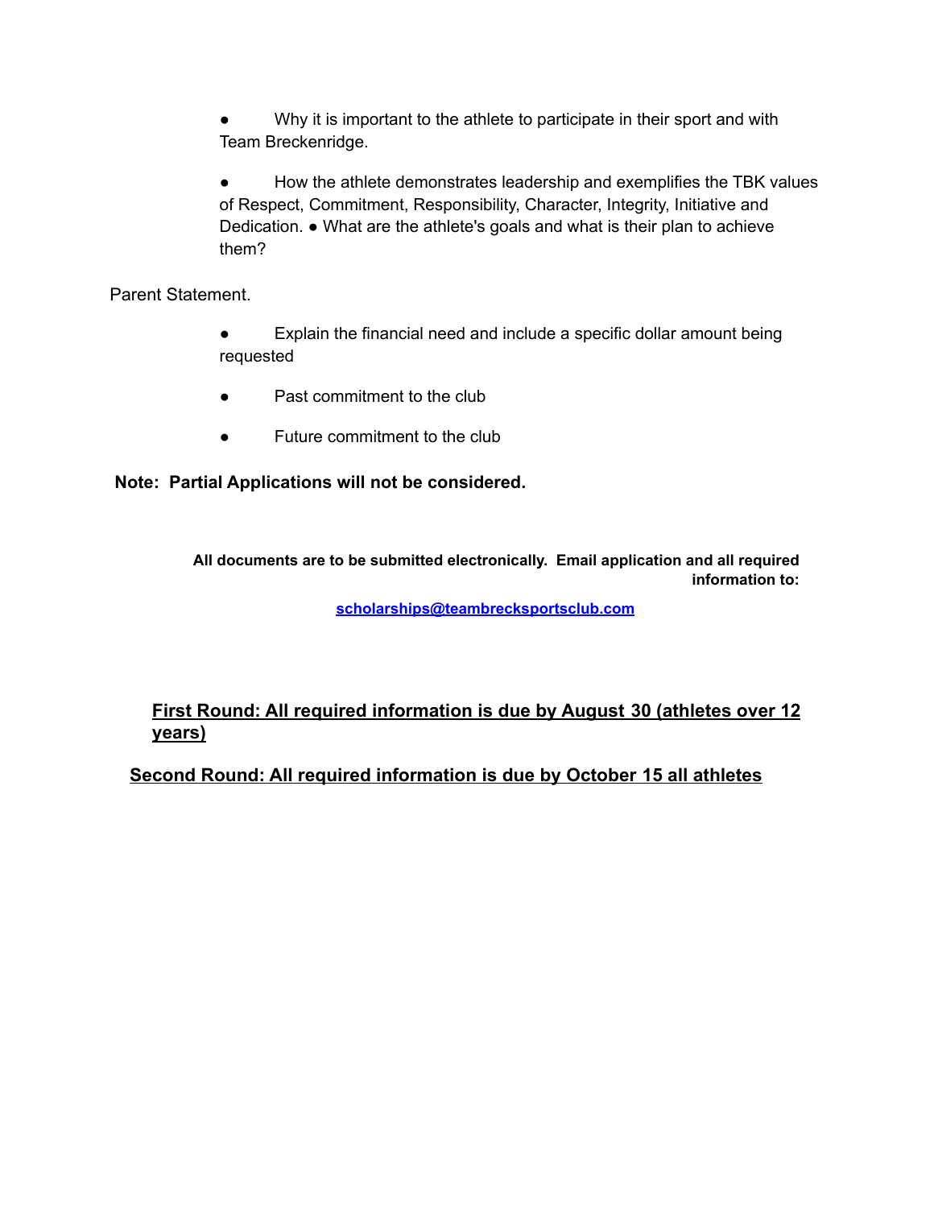- Why it is important to the athlete to participate in their sport and with Team Breckenridge.

- How the athlete demonstrates leadership and exemplifies the TBK values of Respect, Commitment, Responsibility, Character, Integrity, Initiative and Dedication. ● What are the athlete's goals and what is their plan to achieve them?

Parent Statement.

- Explain the financial need and include a specific dollar amount being requested

- Past commitment to the club

- Future commitment to the club

**Note: Partial Applications will not be considered.**

**All documents are to be submitted electronically. Email application and all required information to:**

**scholarships@teambrecksportsclub.com**

**First Round: All required information is due by August 30 (athletes over 12 years)**

**Second Round: All required information is due by October 15 all athletes**